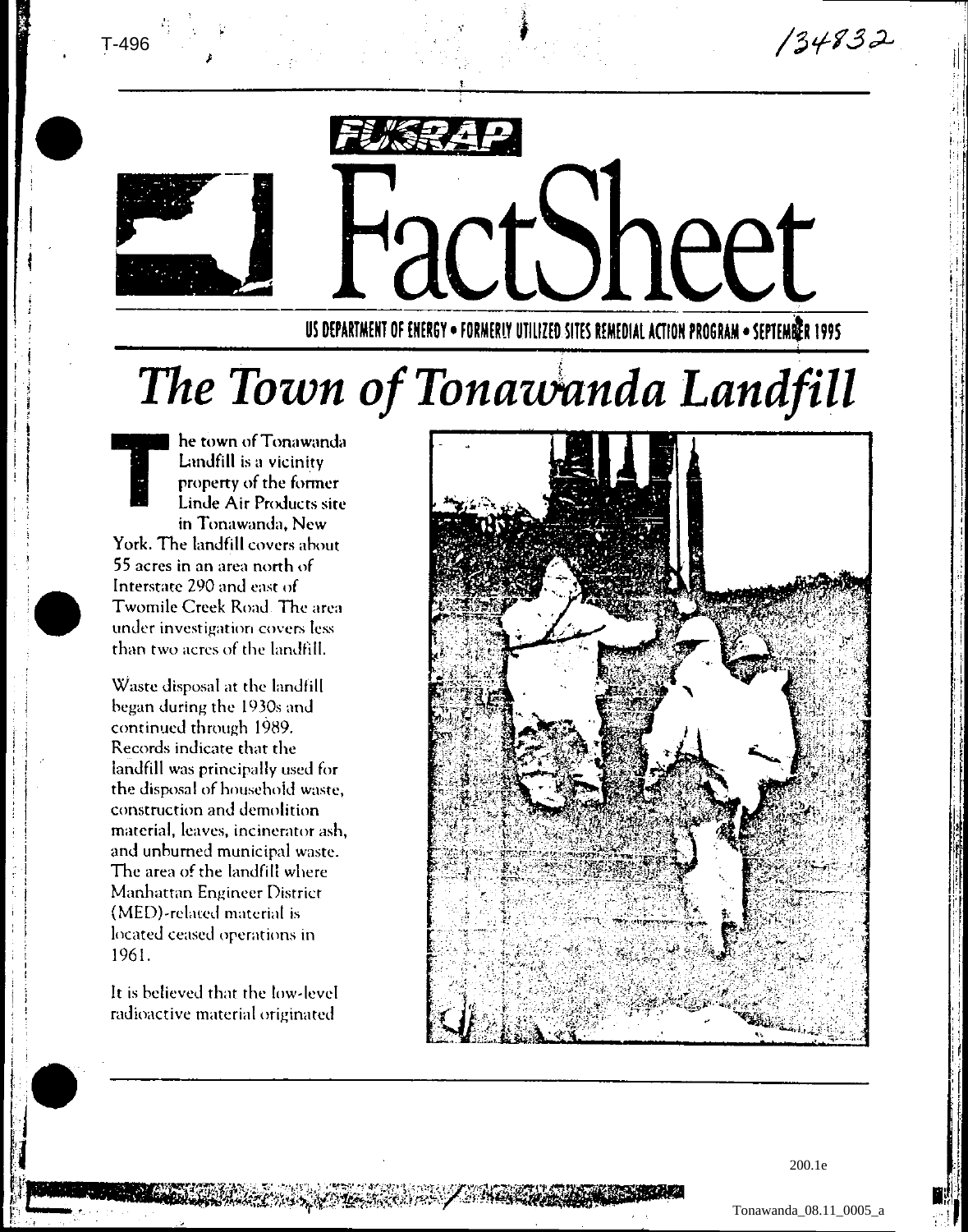T-496

134832

FUSRAP

# FactSheet

US DEPARTMENT OF ENERGY • FORMERLY UTILIZED SITES REMEDIAL ACTION PROGRAM • SEPTEMBER 1995

# *The Town of Tonawanda Landfill*

The town of Tonawanda Landfill is a vicinity property of the former Linde Air Products site in Tonawanda, New York. The landfill covers about 55 acres in an area north of Interstate 290 and east of Twomile Creek Road. The area under investigation covers less than two acres of the landfill.

Waste disposal at the landfill began during the 1930s and continued through 1989. Records indicate that the landfill was principally used for the disposal of household waste, construction and demolition material, leaves, incinerator ash, and unburned municipal waste. The area of the landfill where Manhattan Engineer District (MED)-related material is located ceased operations in 1961.

It is believed that the low-level radioactive material originated

200.1e

Tonawanda_08.11_0005_a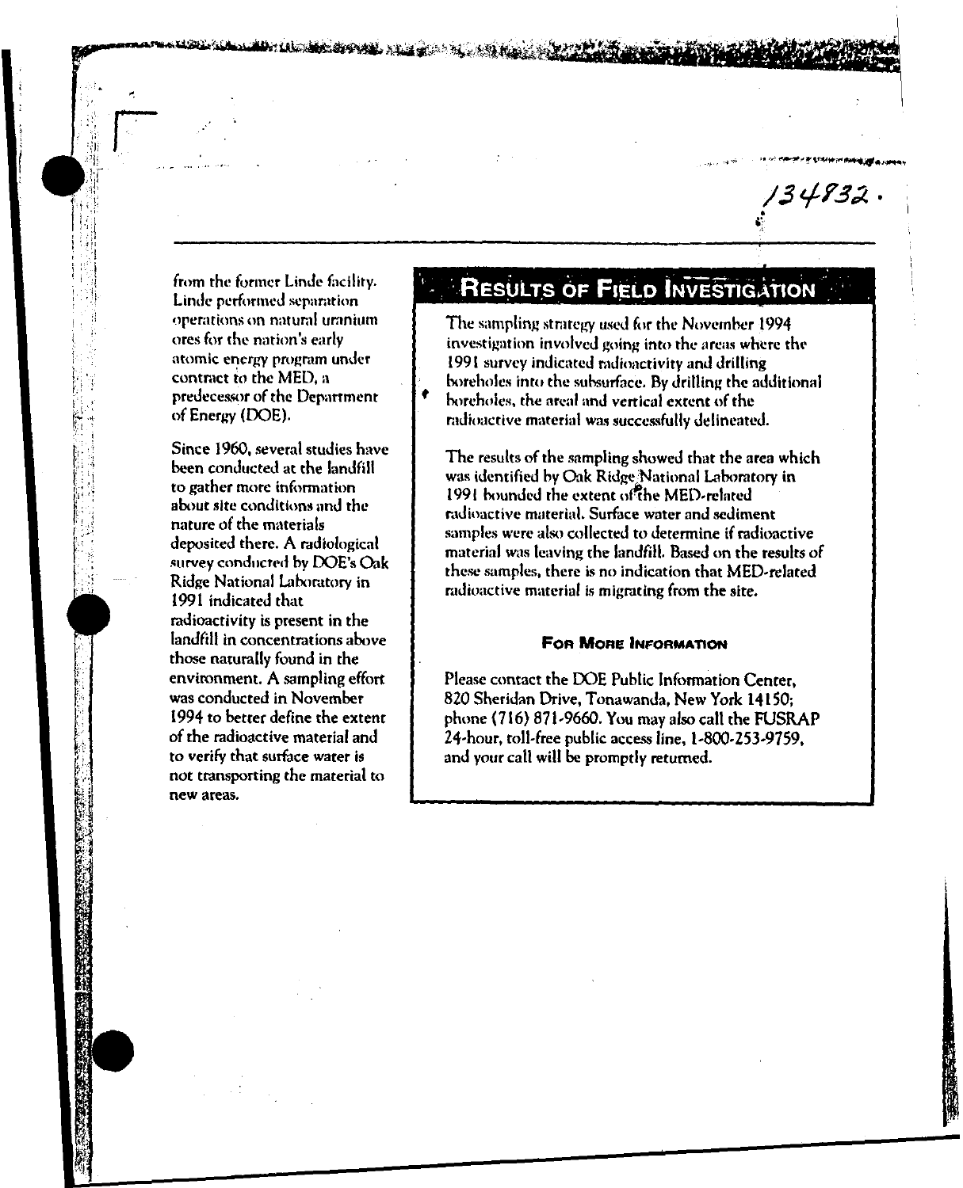134832.

from the former Linde facility. Linde performed separation operations on natural uranium ores for the nation's early atomic energy program under contract to the MED, a predecessor of the Department of Energy (DOE).

Since 1960, several studies have been conducted at the landfill to gather more information about site conditions and the nature of the materials deposited there. A radiological survey conducted by DOE's Oak Ridge National Laboratory in 1991 indicated that radioactivity is present in the landfill in concentrations above those naturally found in the environment. A sampling effort was conducted in November 1994 to better define the extent of the radioactive material and to verify that surface water is not transporting the material to new areas.

## Results of Field Investigation

The sampling strategy used for the November 1994 investigation involved going into the areas where the 1991 survey indicated radioactivity and drilling boreholes into the subsurface. By drilling the additional boreholes, the areal and vertical extent of the radioactive material was successfully delineated.

The results of the sampling showed that the area which was identified by Oak Ridge National Laboratory in 1991 bounded the extent of the MED-related radioactive material. Surface water and sediment samples were also collected to determine if radioactive material was leaving the landfill. Based on the results of these samples, there is no indication that MED-related radioactive material is migrating from the site.

### For More Information

Please contact the DOE Public Information Center, 820 Sheridan Drive, Tonawanda, New York 14150; phone (716) 871-9660. You may also call the FUSRAP 24-hour, toll-free public access line, 1-800-253-9759, and your call will be promptly returned.